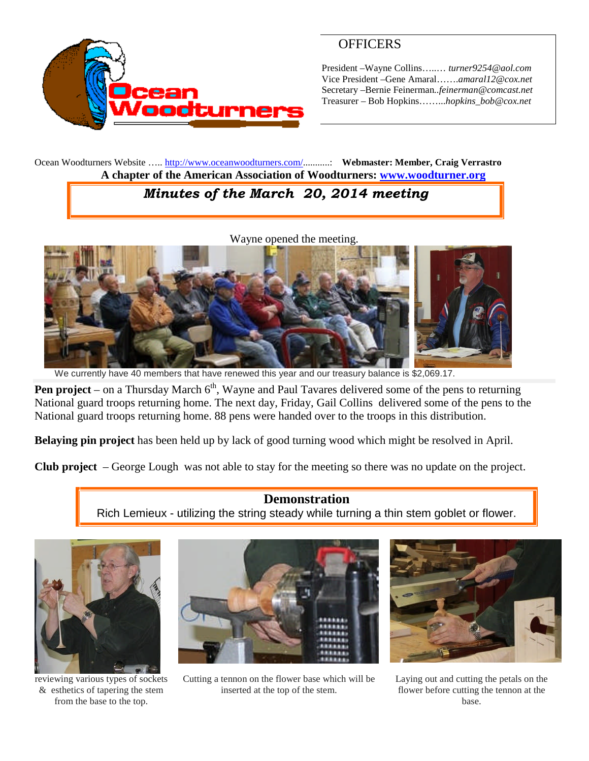## OFFICERS

President –Wayne Collins…..… *turner9254@aol.com*
Vice President –Gene Amaral…….*amaral12@cox.net*
Secretary –Bernie Feinerman..*feinerman@comcast.net*
Treasurer – Bob Hopkins……...*hopkins_bob@cox.net*

Ocean Woodturners Website ….. http://www.oceanwoodturners.com/..........: **Webmaster: Member, Craig Verrastro**

**A chapter of the American Association of Woodturners: www.woodturner.org**

# *Minutes of the March 20, 2014 meeting*

Wayne opened the meeting.

We currently have 40 members that have renewed this year and our treasury balance is $2,069.17.

**Pen project** – on a Thursday March 6th, Wayne and Paul Tavares delivered some of the pens to returning National guard troops returning home. The next day, Friday, Gail Collins delivered some of the pens to the National guard troops returning home. 88 pens were handed over to the troops in this distribution.

**Belaying pin project** has been held up by lack of good turning wood which might be resolved in April.

**Club project** – George Lough was not able to stay for the meeting so there was no update on the project.

## Demonstration

Rich Lemieux - utilizing the string steady while turning a thin stem goblet or flower.

reviewing various types of sockets & esthetics of tapering the stem from the base to the top.

Cutting a tennon on the flower base which will be inserted at the top of the stem.

Laying out and cutting the petals on the flower before cutting the tennon at the base.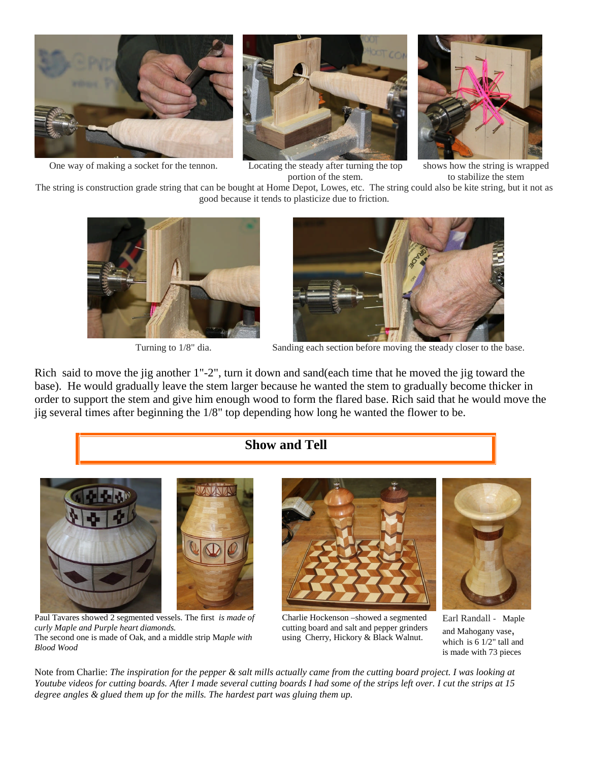One way of making a socket for the tennon.

Locating the steady after turning the top portion of the stem.

shows how the string is wrapped to stabilize the stem

The string is construction grade string that can be bought at Home Depot, Lowes, etc. The string could also be kite string, but it not as good because it tends to plasticize due to friction.

Turning to 1/8" dia.

Sanding each section before moving the steady closer to the base.

Rich said to move the jig another 1"-2", turn it down and sand(each time that he moved the jig toward the base). He would gradually leave the stem larger because he wanted the stem to gradually become thicker in order to support the stem and give him enough wood to form the flared base. Rich said that he would move the jig several times after beginning the 1/8" top depending how long he wanted the flower to be.

## Show and Tell

Paul Tavares showed 2 segmented vessels. The first *is made of curly Maple and Purple heart diamonds.*
The second one is made of Oak, and a middle strip M*aple with Blood Wood*

Charlie Hockenson –showed a segmented cutting board and salt and pepper grinders using Cherry, Hickory & Black Walnut.

Earl Randall - Maple and Mahogany vase, which is 6 1/2" tall and is made with 73 pieces

Note from Charlie: *The inspiration for the pepper & salt mills actually came from the cutting board project. I was looking at Youtube videos for cutting boards. After I made several cutting boards I had some of the strips left over. I cut the strips at 15 degree angles & glued them up for the mills. The hardest part was gluing them up.*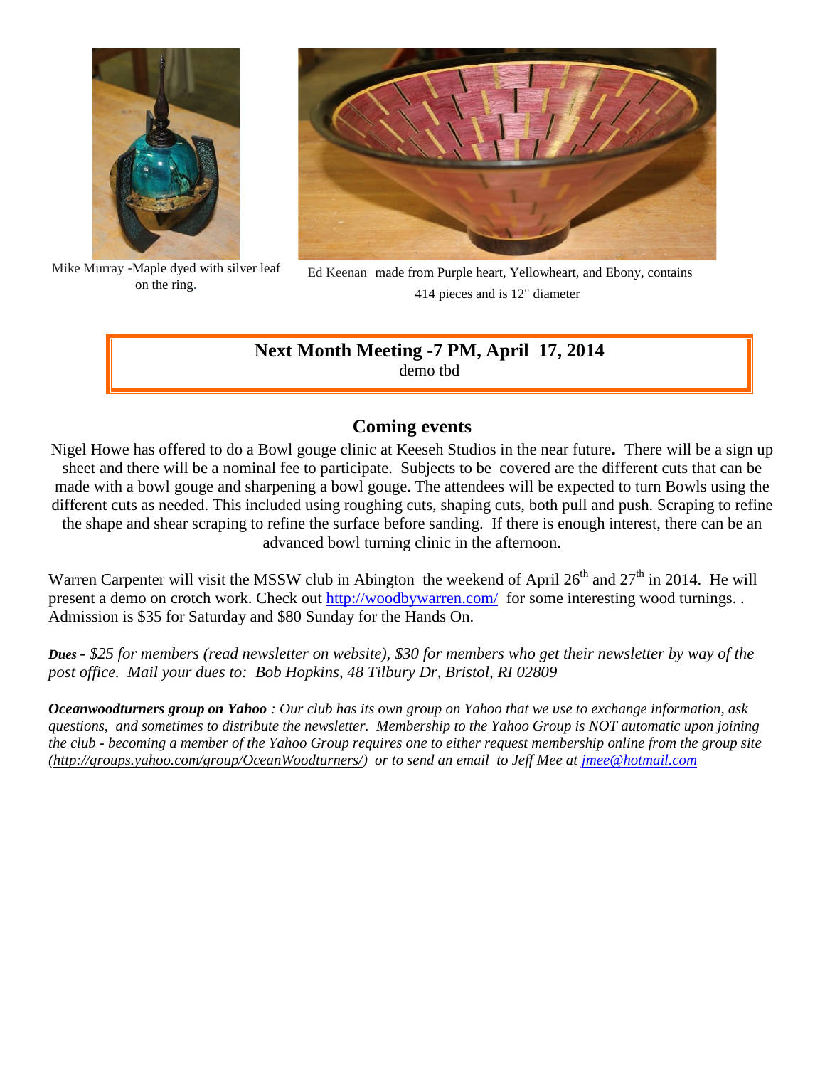Mike Murray -Maple dyed with silver leaf on the ring.

Ed Keenan made from Purple heart, Yellowheart, and Ebony, contains 414 pieces and is 12" diameter

**Next Month Meeting -7 PM, April 17, 2014**
demo tbd

## Coming events

Nigel Howe has offered to do a Bowl gouge clinic at Keeseh Studios in the near future**.** There will be a sign up sheet and there will be a nominal fee to participate. Subjects to be covered are the different cuts that can be made with a bowl gouge and sharpening a bowl gouge. The attendees will be expected to turn Bowls using the different cuts as needed. This included using roughing cuts, shaping cuts, both pull and push. Scraping to refine the shape and shear scraping to refine the surface before sanding. If there is enough interest, there can be an advanced bowl turning clinic in the afternoon.

Warren Carpenter will visit the MSSW club in Abington the weekend of April 26th and 27th in 2014. He will present a demo on crotch work. Check out http://woodbywarren.com/ for some interesting wood turnings. . Admission is $35 for Saturday and $80 Sunday for the Hands On.

***Dues** - $25 for members (read newsletter on website), $30 for members who get their newsletter by way of the post office. Mail your dues to: Bob Hopkins, 48 Tilbury Dr, Bristol, RI 02809*

***Oceanwoodturners group on Yahoo** : Our club has its own group on Yahoo that we use to exchange information, ask questions, and sometimes to distribute the newsletter. Membership to the Yahoo Group is NOT automatic upon joining the club - becoming a member of the Yahoo Group requires one to either request membership online from the group site (http://groups.yahoo.com/group/OceanWoodturners/) or to send an email to Jeff Mee at jmee@hotmail.com*